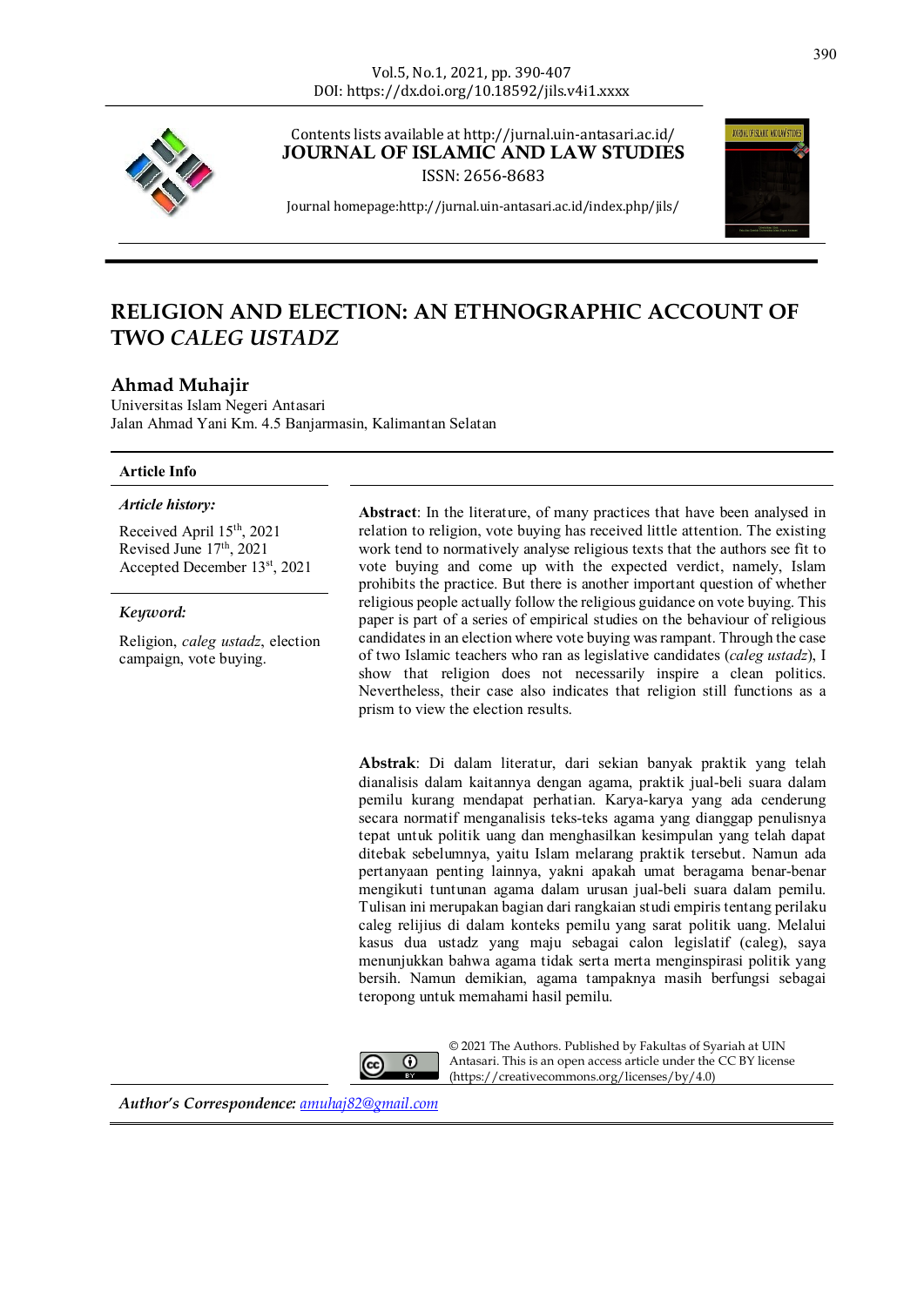Contents lists available at http://jurnal.uin-antasari.ac.id/

**JOURNAL OF ISLAMIC AND LAW STUDIES**

ISSN: 2656-8683

Journal homepage:http://jurnal.uin-antasari.ac.id/index.php/jils/

# RELIGION AND ELECTION: AN ETHNOGRAPHIC ACCOUNT OF TWO *CALEG USTADZ*

**Ahmad Muhajir**

Universitas Islam Negeri Antasari
Jalan Ahmad Yani Km. 4.5 Banjarmasin, Kalimantan Selatan

**Article Info**

***Article history:***

Received April 15th, 2021
Revised June 17th, 2021
Accepted December 13st, 2021

***Keyword:***

Religion, *caleg ustadz*, election campaign, vote buying.

**Abstract**: In the literature, of many practices that have been analysed in relation to religion, vote buying has received little attention. The existing work tend to normatively analyse religious texts that the authors see fit to vote buying and come up with the expected verdict, namely, Islam prohibits the practice. But there is another important question of whether religious people actually follow the religious guidance on vote buying. This paper is part of a series of empirical studies on the behaviour of religious candidates in an election where vote buying was rampant. Through the case of two Islamic teachers who ran as legislative candidates (*caleg ustadz*), I show that religion does not necessarily inspire a clean politics. Nevertheless, their case also indicates that religion still functions as a prism to view the election results.

**Abstrak**: Di dalam literatur, dari sekian banyak praktik yang telah dianalisis dalam kaitannya dengan agama, praktik jual-beli suara dalam pemilu kurang mendapat perhatian. Karya-karya yang ada cenderung secara normatif menganalisis teks-teks agama yang dianggap penulisnya tepat untuk politik uang dan menghasilkan kesimpulan yang telah dapat ditebak sebelumnya, yaitu Islam melarang praktik tersebut. Namun ada pertanyaan penting lainnya, yakni apakah umat beragama benar-benar mengikuti tuntunan agama dalam urusan jual-beli suara dalam pemilu. Tulisan ini merupakan bagian dari rangkaian studi empiris tentang perilaku caleg relijius di dalam konteks pemilu yang sarat politik uang. Melalui kasus dua ustadz yang maju sebagai calon legislatif (caleg), saya menunjukkan bahwa agama tidak serta merta menginspirasi politik yang bersih. Namun demikian, agama tampaknya masih berfungsi sebagai teropong untuk memahami hasil pemilu.

© 2021 The Authors. Published by Fakultas of Syariah at UIN Antasari. This is an open access article under the CC BY license (https://creativecommons.org/licenses/by/4.0)

***Author's Correspondence:*** amuhaj82@gmail.com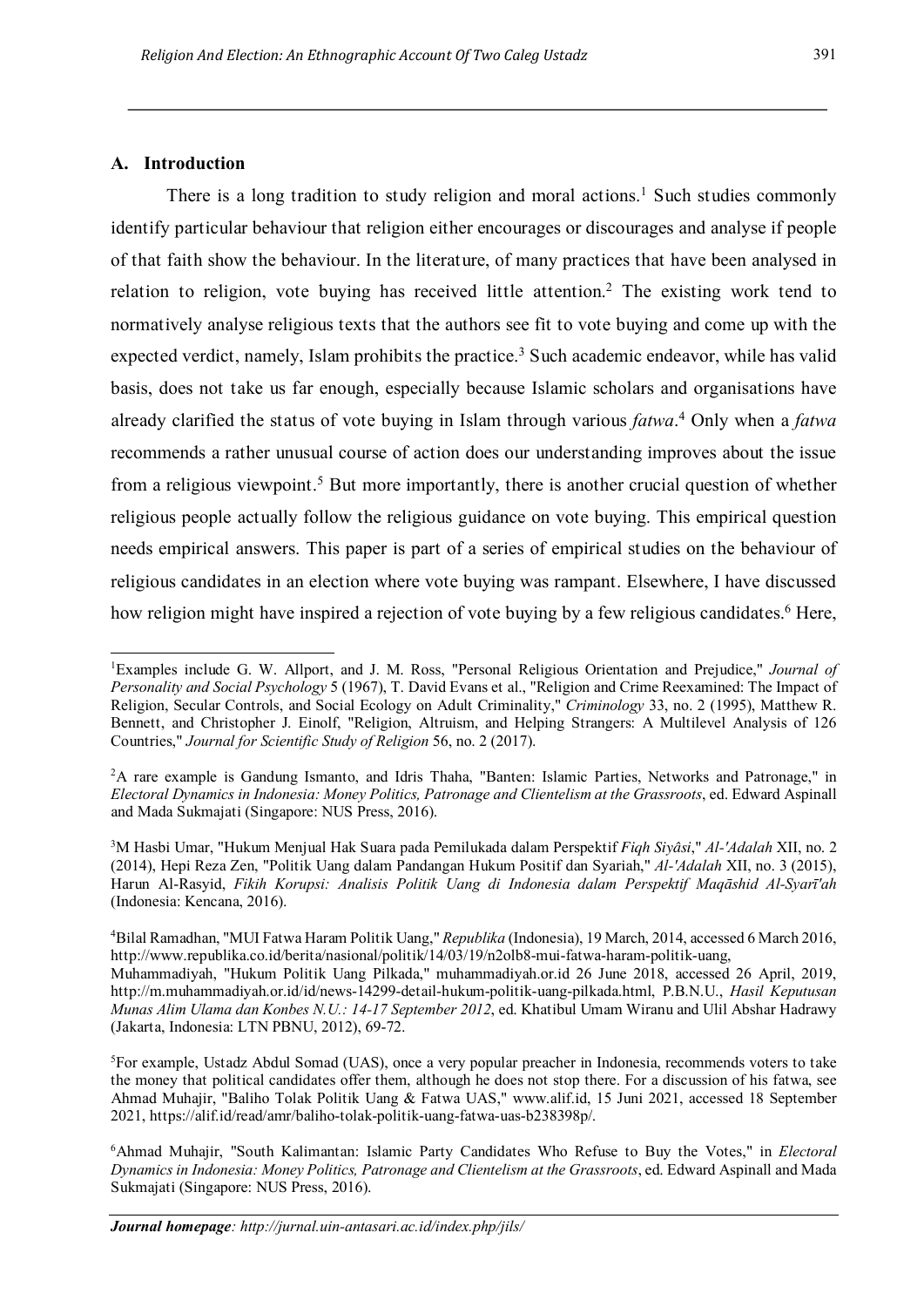## A. Introduction

There is a long tradition to study religion and moral actions.[1] Such studies commonly identify particular behaviour that religion either encourages or discourages and analyse if people of that faith show the behaviour. In the literature, of many practices that have been analysed in relation to religion, vote buying has received little attention.[2] The existing work tend to normatively analyse religious texts that the authors see fit to vote buying and come up with the expected verdict, namely, Islam prohibits the practice.[3] Such academic endeavor, while has valid basis, does not take us far enough, especially because Islamic scholars and organisations have already clarified the status of vote buying in Islam through various *fatwa*.[4] Only when a *fatwa* recommends a rather unusual course of action does our understanding improves about the issue from a religious viewpoint.[5] But more importantly, there is another crucial question of whether religious people actually follow the religious guidance on vote buying. This empirical question needs empirical answers. This paper is part of a series of empirical studies on the behaviour of religious candidates in an election where vote buying was rampant. Elsewhere, I have discussed how religion might have inspired a rejection of vote buying by a few religious candidates.[6] Here,

---

[1]Examples include G. W. Allport, and J. M. Ross, "Personal Religious Orientation and Prejudice," *Journal of Personality and Social Psychology* 5 (1967), T. David Evans et al., "Religion and Crime Reexamined: The Impact of Religion, Secular Controls, and Social Ecology on Adult Criminality," *Criminology* 33, no. 2 (1995), Matthew R. Bennett, and Christopher J. Einolf, "Religion, Altruism, and Helping Strangers: A Multilevel Analysis of 126 Countries," *Journal for Scientific Study of Religion* 56, no. 2 (2017).

[2]A rare example is Gandung Ismanto, and Idris Thaha, "Banten: Islamic Parties, Networks and Patronage," in *Electoral Dynamics in Indonesia: Money Politics, Patronage and Clientelism at the Grassroots*, ed. Edward Aspinall and Mada Sukmajati (Singapore: NUS Press, 2016).

[3]M Hasbi Umar, "Hukum Menjual Hak Suara pada Pemilukada dalam Perspektif *Fiqh Siyâsi*," *Al-'Adalah* XII, no. 2 (2014), Hepi Reza Zen, "Politik Uang dalam Pandangan Hukum Positif dan Syariah," *Al-'Adalah* XII, no. 3 (2015), Harun Al-Rasyid, *Fikih Korupsi: Analisis Politik Uang di Indonesia dalam Perspektif Maqāshid Al-Syarī'ah* (Indonesia: Kencana, 2016).

[4]Bilal Ramadhan, "MUI Fatwa Haram Politik Uang," *Republika* (Indonesia), 19 March, 2014, accessed 6 March 2016, http://www.republika.co.id/berita/nasional/politik/14/03/19/n2olb8-mui-fatwa-haram-politik-uang, Muhammadiyah, "Hukum Politik Uang Pilkada," muhammadiyah.or.id 26 June 2018, accessed 26 April, 2019, http://m.muhammadiyah.or.id/id/news-14299-detail-hukum-politik-uang-pilkada.html, P.B.N.U., *Hasil Keputusan Munas Alim Ulama dan Konbes N.U.: 14-17 September 2012*, ed. Khatibul Umam Wiranu and Ulil Abshar Hadrawy (Jakarta, Indonesia: LTN PBNU, 2012), 69-72.

[5]For example, Ustadz Abdul Somad (UAS), once a very popular preacher in Indonesia, recommends voters to take the money that political candidates offer them, although he does not stop there. For a discussion of his fatwa, see Ahmad Muhajir, "Baliho Tolak Politik Uang & Fatwa UAS," www.alif.id, 15 Juni 2021, accessed 18 September 2021, https://alif.id/read/amr/baliho-tolak-politik-uang-fatwa-uas-b238398p/.

[6]Ahmad Muhajir, "South Kalimantan: Islamic Party Candidates Who Refuse to Buy the Votes," in *Electoral Dynamics in Indonesia: Money Politics, Patronage and Clientelism at the Grassroots*, ed. Edward Aspinall and Mada Sukmajati (Singapore: NUS Press, 2016).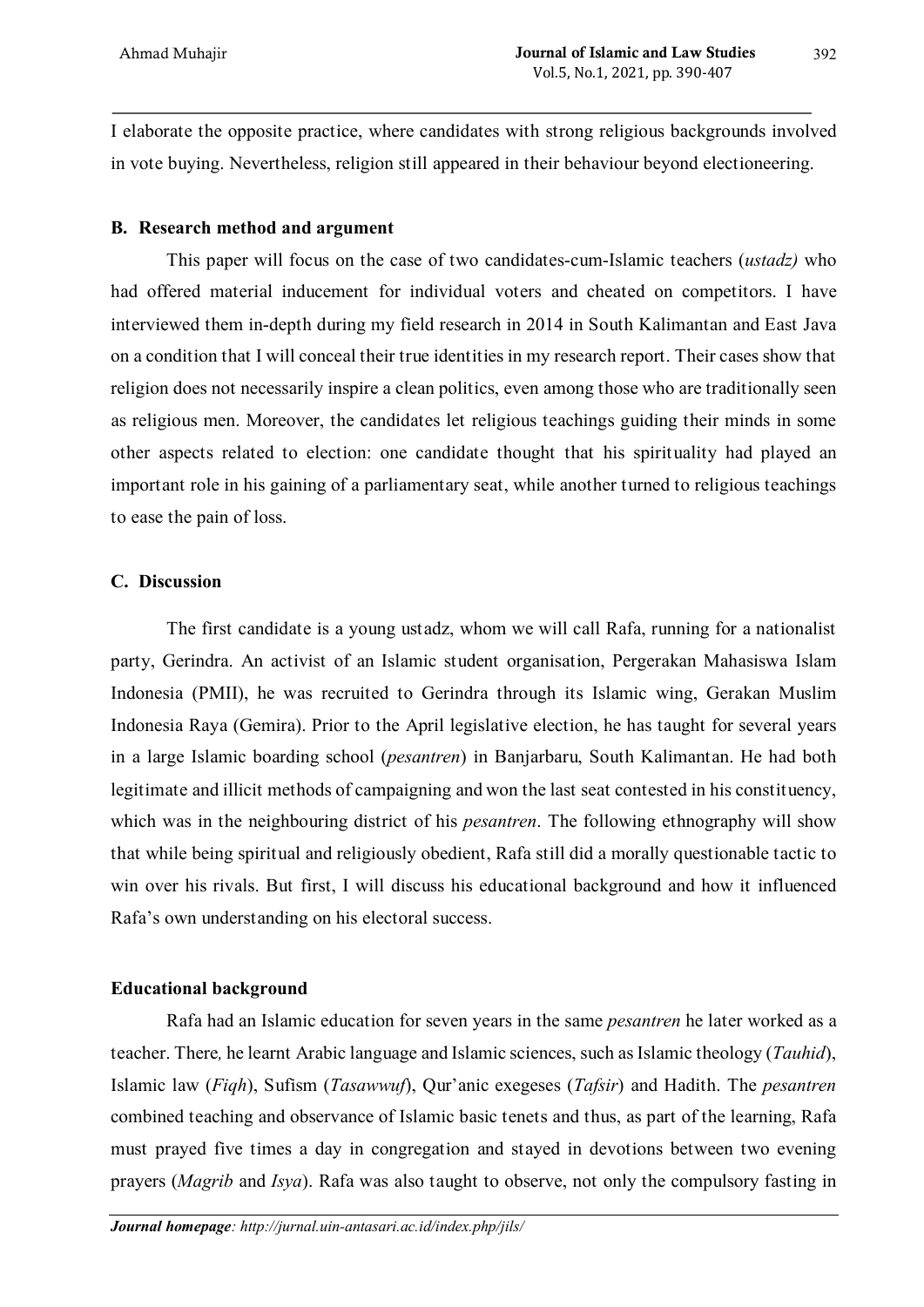I elaborate the opposite practice, where candidates with strong religious backgrounds involved in vote buying. Nevertheless, religion still appeared in their behaviour beyond electioneering.

## B. Research method and argument

This paper will focus on the case of two candidates-cum-Islamic teachers (*ustadz)* who had offered material inducement for individual voters and cheated on competitors. I have interviewed them in-depth during my field research in 2014 in South Kalimantan and East Java on a condition that I will conceal their true identities in my research report. Their cases show that religion does not necessarily inspire a clean politics, even among those who are traditionally seen as religious men. Moreover, the candidates let religious teachings guiding their minds in some other aspects related to election: one candidate thought that his spirituality had played an important role in his gaining of a parliamentary seat, while another turned to religious teachings to ease the pain of loss.

## C. Discussion

The first candidate is a young ustadz, whom we will call Rafa, running for a nationalist party, Gerindra. An activist of an Islamic student organisation, Pergerakan Mahasiswa Islam Indonesia (PMII), he was recruited to Gerindra through its Islamic wing, Gerakan Muslim Indonesia Raya (Gemira). Prior to the April legislative election, he has taught for several years in a large Islamic boarding school (*pesantren*) in Banjarbaru, South Kalimantan. He had both legitimate and illicit methods of campaigning and won the last seat contested in his constituency, which was in the neighbouring district of his *pesantren*. The following ethnography will show that while being spiritual and religiously obedient, Rafa still did a morally questionable tactic to win over his rivals. But first, I will discuss his educational background and how it influenced Rafa's own understanding on his electoral success.

### Educational background

Rafa had an Islamic education for seven years in the same *pesantren* he later worked as a teacher. There*,* he learnt Arabic language and Islamic sciences, such as Islamic theology (*Tauhid*), Islamic law (*Fiqh*), Sufism (*Tasawwuf*), Qur'anic exegeses (*Tafsir*) and Hadith. The *pesantren* combined teaching and observance of Islamic basic tenets and thus, as part of the learning, Rafa must prayed five times a day in congregation and stayed in devotions between two evening prayers (*Magrib* and *Isya*). Rafa was also taught to observe, not only the compulsory fasting in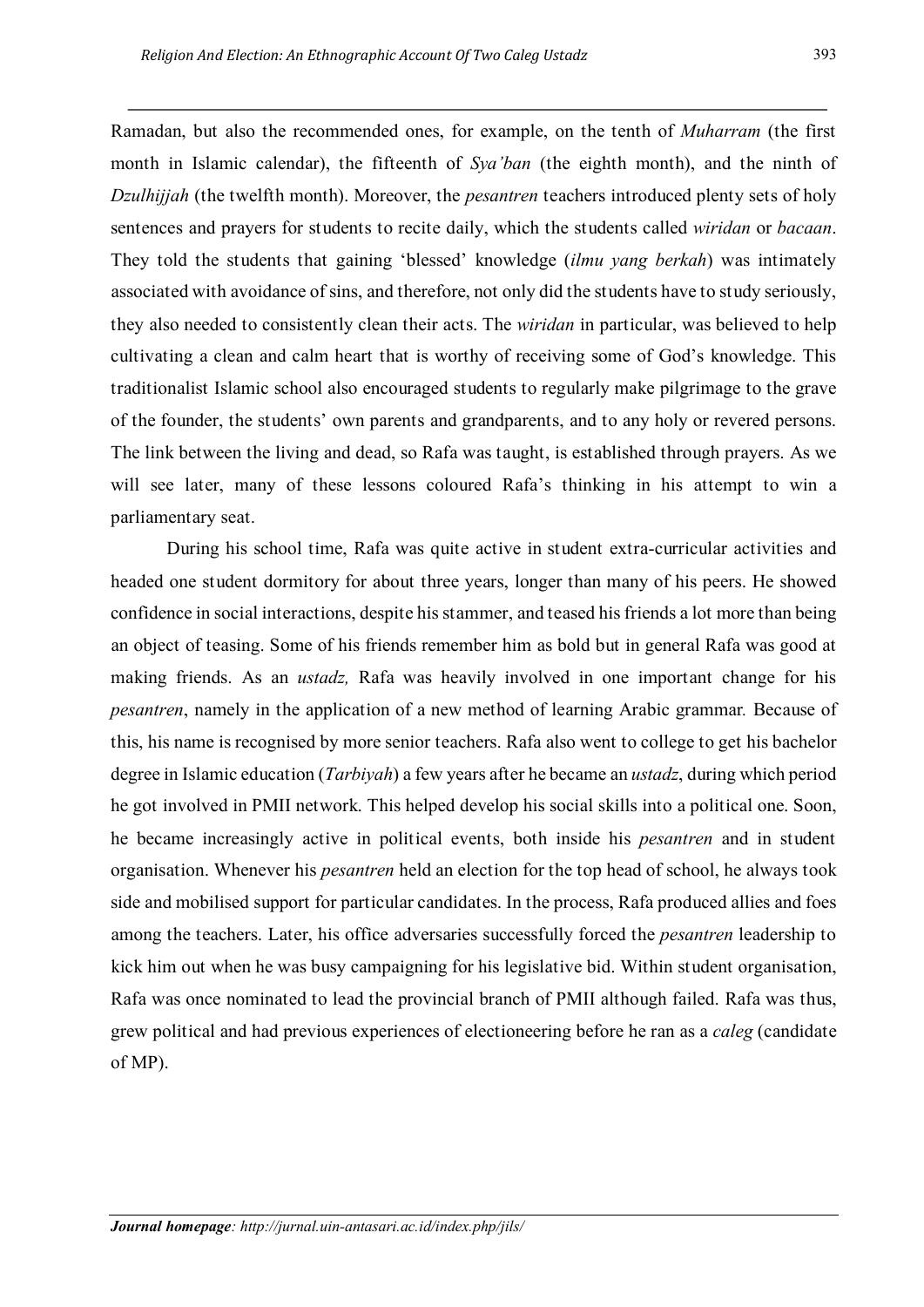Ramadan, but also the recommended ones, for example, on the tenth of *Muharram* (the first month in Islamic calendar), the fifteenth of *Sya'ban* (the eighth month), and the ninth of *Dzulhijjah* (the twelfth month). Moreover, the *pesantren* teachers introduced plenty sets of holy sentences and prayers for students to recite daily, which the students called *wiridan* or *bacaan*. They told the students that gaining 'blessed' knowledge (*ilmu yang berkah*) was intimately associated with avoidance of sins, and therefore, not only did the students have to study seriously, they also needed to consistently clean their acts. The *wiridan* in particular, was believed to help cultivating a clean and calm heart that is worthy of receiving some of God's knowledge. This traditionalist Islamic school also encouraged students to regularly make pilgrimage to the grave of the founder, the students' own parents and grandparents, and to any holy or revered persons. The link between the living and dead, so Rafa was taught, is established through prayers. As we will see later, many of these lessons coloured Rafa's thinking in his attempt to win a parliamentary seat.

During his school time, Rafa was quite active in student extra-curricular activities and headed one student dormitory for about three years, longer than many of his peers. He showed confidence in social interactions, despite his stammer, and teased his friends a lot more than being an object of teasing. Some of his friends remember him as bold but in general Rafa was good at making friends. As an *ustadz,* Rafa was heavily involved in one important change for his *pesantren*, namely in the application of a new method of learning Arabic grammar. Because of this, his name is recognised by more senior teachers. Rafa also went to college to get his bachelor degree in Islamic education (*Tarbiyah*) a few years after he became an *ustadz*, during which period he got involved in PMII network. This helped develop his social skills into a political one. Soon, he became increasingly active in political events, both inside his *pesantren* and in student organisation. Whenever his *pesantren* held an election for the top head of school, he always took side and mobilised support for particular candidates. In the process, Rafa produced allies and foes among the teachers. Later, his office adversaries successfully forced the *pesantren* leadership to kick him out when he was busy campaigning for his legislative bid. Within student organisation, Rafa was once nominated to lead the provincial branch of PMII although failed. Rafa was thus, grew political and had previous experiences of electioneering before he ran as a *caleg* (candidate of MP).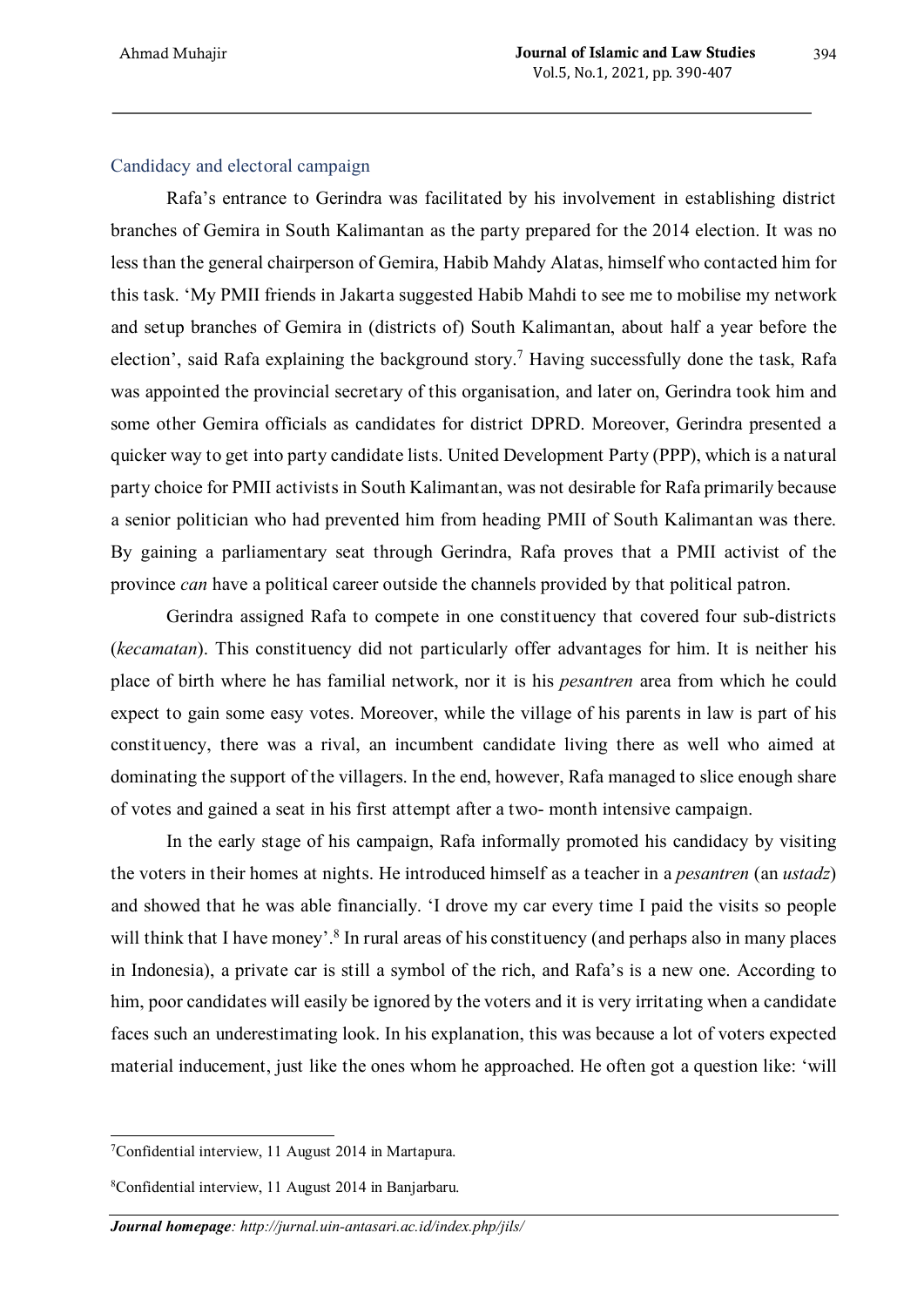## Candidacy and electoral campaign

Rafa's entrance to Gerindra was facilitated by his involvement in establishing district branches of Gemira in South Kalimantan as the party prepared for the 2014 election. It was no less than the general chairperson of Gemira, Habib Mahdy Alatas, himself who contacted him for this task. 'My PMII friends in Jakarta suggested Habib Mahdi to see me to mobilise my network and setup branches of Gemira in (districts of) South Kalimantan, about half a year before the election', said Rafa explaining the background story.[7] Having successfully done the task, Rafa was appointed the provincial secretary of this organisation, and later on, Gerindra took him and some other Gemira officials as candidates for district DPRD. Moreover, Gerindra presented a quicker way to get into party candidate lists. United Development Party (PPP), which is a natural party choice for PMII activists in South Kalimantan, was not desirable for Rafa primarily because a senior politician who had prevented him from heading PMII of South Kalimantan was there. By gaining a parliamentary seat through Gerindra, Rafa proves that a PMII activist of the province *can* have a political career outside the channels provided by that political patron.

Gerindra assigned Rafa to compete in one constituency that covered four sub-districts (*kecamatan*). This constituency did not particularly offer advantages for him. It is neither his place of birth where he has familial network, nor it is his *pesantren* area from which he could expect to gain some easy votes. Moreover, while the village of his parents in law is part of his constituency, there was a rival, an incumbent candidate living there as well who aimed at dominating the support of the villagers. In the end, however, Rafa managed to slice enough share of votes and gained a seat in his first attempt after a two- month intensive campaign.

In the early stage of his campaign, Rafa informally promoted his candidacy by visiting the voters in their homes at nights. He introduced himself as a teacher in a *pesantren* (an *ustadz*) and showed that he was able financially. 'I drove my car every time I paid the visits so people will think that I have money'.[8] In rural areas of his constituency (and perhaps also in many places in Indonesia), a private car is still a symbol of the rich, and Rafa's is a new one. According to him, poor candidates will easily be ignored by the voters and it is very irritating when a candidate faces such an underestimating look. In his explanation, this was because a lot of voters expected material inducement, just like the ones whom he approached. He often got a question like: 'will

---

[7]Confidential interview, 11 August 2014 in Martapura.

[8]Confidential interview, 11 August 2014 in Banjarbaru.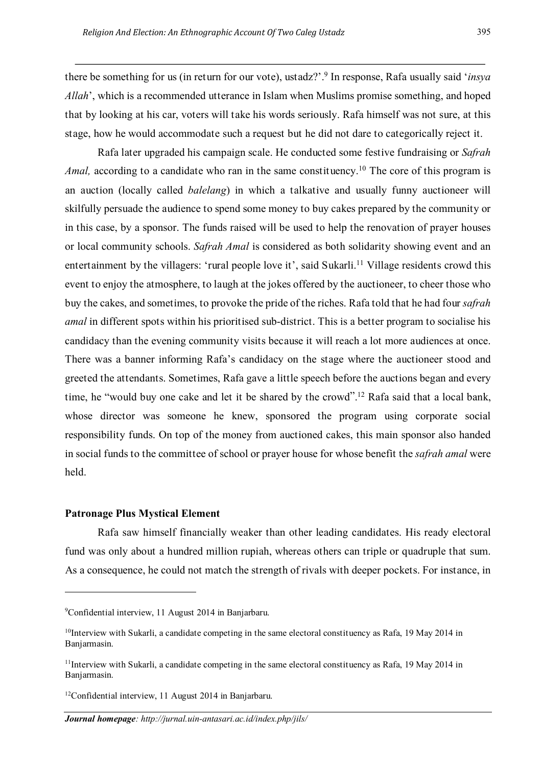there be something for us (in return for our vote), ustadz?'.[9] In response, Rafa usually said '*insya Allah*', which is a recommended utterance in Islam when Muslims promise something, and hoped that by looking at his car, voters will take his words seriously. Rafa himself was not sure, at this stage, how he would accommodate such a request but he did not dare to categorically reject it.

Rafa later upgraded his campaign scale. He conducted some festive fundraising or *Safrah Amal,* according to a candidate who ran in the same constituency.[10] The core of this program is an auction (locally called *balelang*) in which a talkative and usually funny auctioneer will skilfully persuade the audience to spend some money to buy cakes prepared by the community or in this case, by a sponsor. The funds raised will be used to help the renovation of prayer houses or local community schools. *Safrah Amal* is considered as both solidarity showing event and an entertainment by the villagers: 'rural people love it', said Sukarli.[11] Village residents crowd this event to enjoy the atmosphere, to laugh at the jokes offered by the auctioneer, to cheer those who buy the cakes, and sometimes, to provoke the pride of the riches. Rafa told that he had four *safrah amal* in different spots within his prioritised sub-district. This is a better program to socialise his candidacy than the evening community visits because it will reach a lot more audiences at once. There was a banner informing Rafa's candidacy on the stage where the auctioneer stood and greeted the attendants. Sometimes, Rafa gave a little speech before the auctions began and every time, he "would buy one cake and let it be shared by the crowd".[12] Rafa said that a local bank, whose director was someone he knew, sponsored the program using corporate social responsibility funds. On top of the money from auctioned cakes, this main sponsor also handed in social funds to the committee of school or prayer house for whose benefit the *safrah amal* were held.

### Patronage Plus Mystical Element

Rafa saw himself financially weaker than other leading candidates. His ready electoral fund was only about a hundred million rupiah, whereas others can triple or quadruple that sum. As a consequence, he could not match the strength of rivals with deeper pockets. For instance, in

---

[9]Confidential interview, 11 August 2014 in Banjarbaru.

[10]Interview with Sukarli, a candidate competing in the same electoral constituency as Rafa, 19 May 2014 in Banjarmasin.

[11]Interview with Sukarli, a candidate competing in the same electoral constituency as Rafa, 19 May 2014 in Banjarmasin.

[12]Confidential interview, 11 August 2014 in Banjarbaru.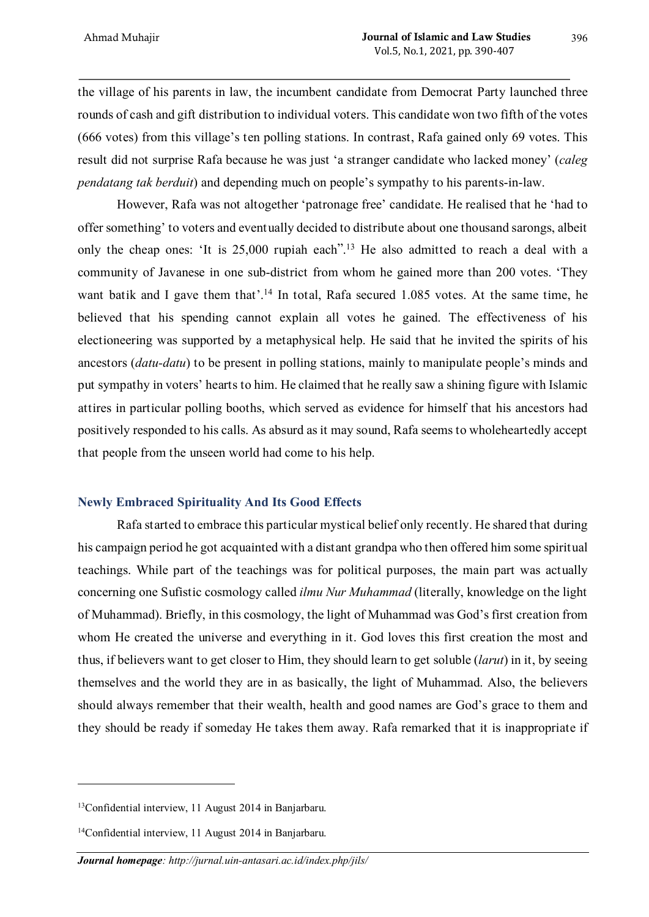the village of his parents in law, the incumbent candidate from Democrat Party launched three rounds of cash and gift distribution to individual voters. This candidate won two fifth of the votes (666 votes) from this village's ten polling stations. In contrast, Rafa gained only 69 votes. This result did not surprise Rafa because he was just 'a stranger candidate who lacked money' (*caleg pendatang tak berduit*) and depending much on people's sympathy to his parents-in-law.

However, Rafa was not altogether 'patronage free' candidate. He realised that he 'had to offer something' to voters and eventually decided to distribute about one thousand sarongs, albeit only the cheap ones: 'It is 25,000 rupiah each".[13] He also admitted to reach a deal with a community of Javanese in one sub-district from whom he gained more than 200 votes. 'They want batik and I gave them that'.[14] In total, Rafa secured 1.085 votes. At the same time, he believed that his spending cannot explain all votes he gained. The effectiveness of his electioneering was supported by a metaphysical help. He said that he invited the spirits of his ancestors (*datu-datu*) to be present in polling stations, mainly to manipulate people's minds and put sympathy in voters' hearts to him. He claimed that he really saw a shining figure with Islamic attires in particular polling booths, which served as evidence for himself that his ancestors had positively responded to his calls. As absurd as it may sound, Rafa seems to wholeheartedly accept that people from the unseen world had come to his help.

## Newly Embraced Spirituality And Its Good Effects

Rafa started to embrace this particular mystical belief only recently. He shared that during his campaign period he got acquainted with a distant grandpa who then offered him some spiritual teachings. While part of the teachings was for political purposes, the main part was actually concerning one Sufistic cosmology called *ilmu Nur Muhammad* (literally, knowledge on the light of Muhammad). Briefly, in this cosmology, the light of Muhammad was God's first creation from whom He created the universe and everything in it. God loves this first creation the most and thus, if believers want to get closer to Him, they should learn to get soluble (*larut*) in it, by seeing themselves and the world they are in as basically, the light of Muhammad. Also, the believers should always remember that their wealth, health and good names are God's grace to them and they should be ready if someday He takes them away. Rafa remarked that it is inappropriate if

---

[13]Confidential interview, 11 August 2014 in Banjarbaru.

[14]Confidential interview, 11 August 2014 in Banjarbaru.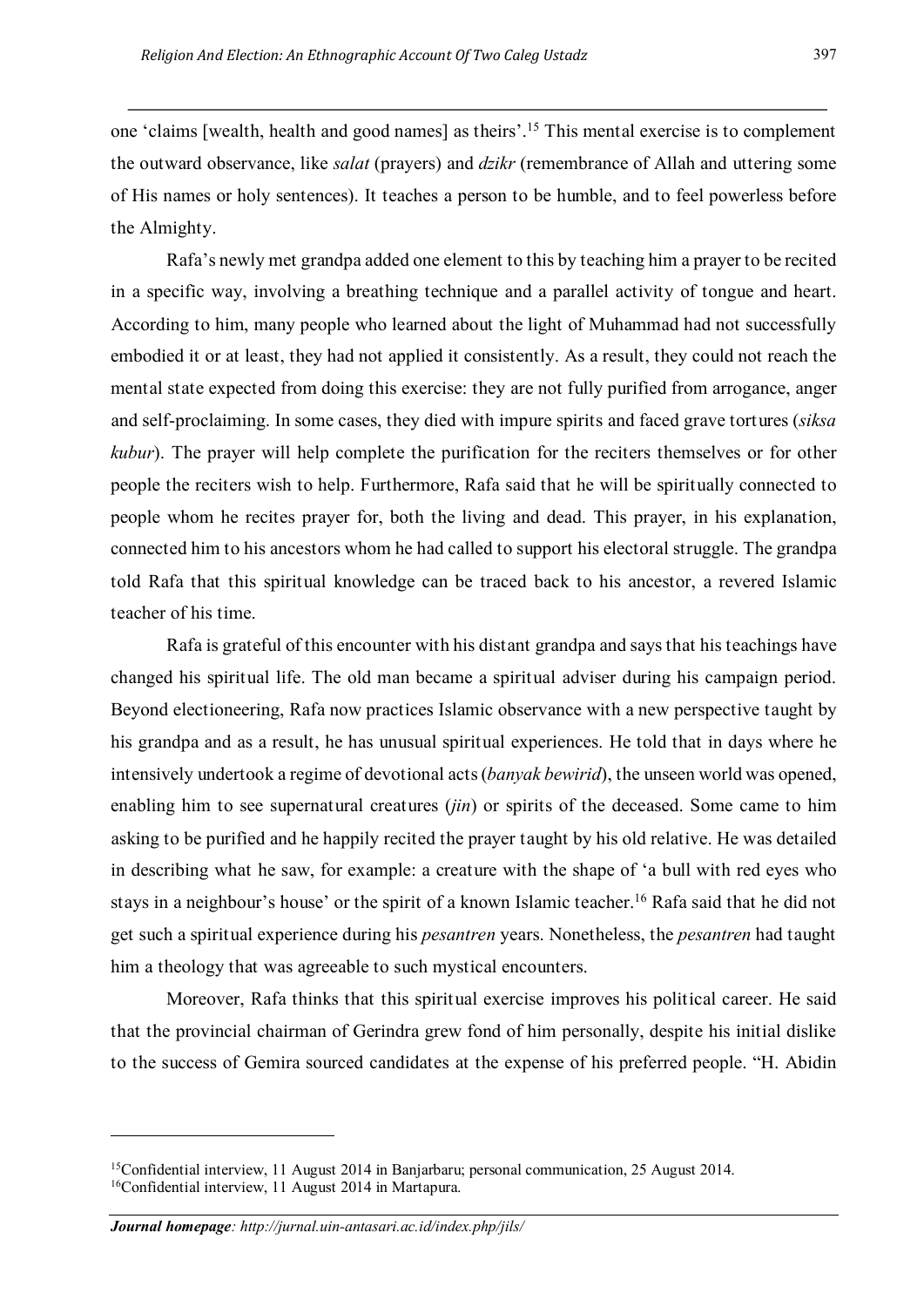one 'claims [wealth, health and good names] as theirs'.[15] This mental exercise is to complement the outward observance, like *salat* (prayers) and *dzikr* (remembrance of Allah and uttering some of His names or holy sentences). It teaches a person to be humble, and to feel powerless before the Almighty.

Rafa's newly met grandpa added one element to this by teaching him a prayer to be recited in a specific way, involving a breathing technique and a parallel activity of tongue and heart. According to him, many people who learned about the light of Muhammad had not successfully embodied it or at least, they had not applied it consistently. As a result, they could not reach the mental state expected from doing this exercise: they are not fully purified from arrogance, anger and self-proclaiming. In some cases, they died with impure spirits and faced grave tortures (*siksa kubur*). The prayer will help complete the purification for the reciters themselves or for other people the reciters wish to help. Furthermore, Rafa said that he will be spiritually connected to people whom he recites prayer for, both the living and dead. This prayer, in his explanation, connected him to his ancestors whom he had called to support his electoral struggle. The grandpa told Rafa that this spiritual knowledge can be traced back to his ancestor, a revered Islamic teacher of his time.

Rafa is grateful of this encounter with his distant grandpa and says that his teachings have changed his spiritual life. The old man became a spiritual adviser during his campaign period. Beyond electioneering, Rafa now practices Islamic observance with a new perspective taught by his grandpa and as a result, he has unusual spiritual experiences. He told that in days where he intensively undertook a regime of devotional acts (*banyak bewirid*), the unseen world was opened, enabling him to see supernatural creatures (*jin*) or spirits of the deceased. Some came to him asking to be purified and he happily recited the prayer taught by his old relative. He was detailed in describing what he saw, for example: a creature with the shape of 'a bull with red eyes who stays in a neighbour's house' or the spirit of a known Islamic teacher.[16] Rafa said that he did not get such a spiritual experience during his *pesantren* years. Nonetheless, the *pesantren* had taught him a theology that was agreeable to such mystical encounters.

Moreover, Rafa thinks that this spiritual exercise improves his political career. He said that the provincial chairman of Gerindra grew fond of him personally, despite his initial dislike to the success of Gemira sourced candidates at the expense of his preferred people. "H. Abidin

---

[15]Confidential interview, 11 August 2014 in Banjarbaru; personal communication, 25 August 2014.

[16]Confidential interview, 11 August 2014 in Martapura.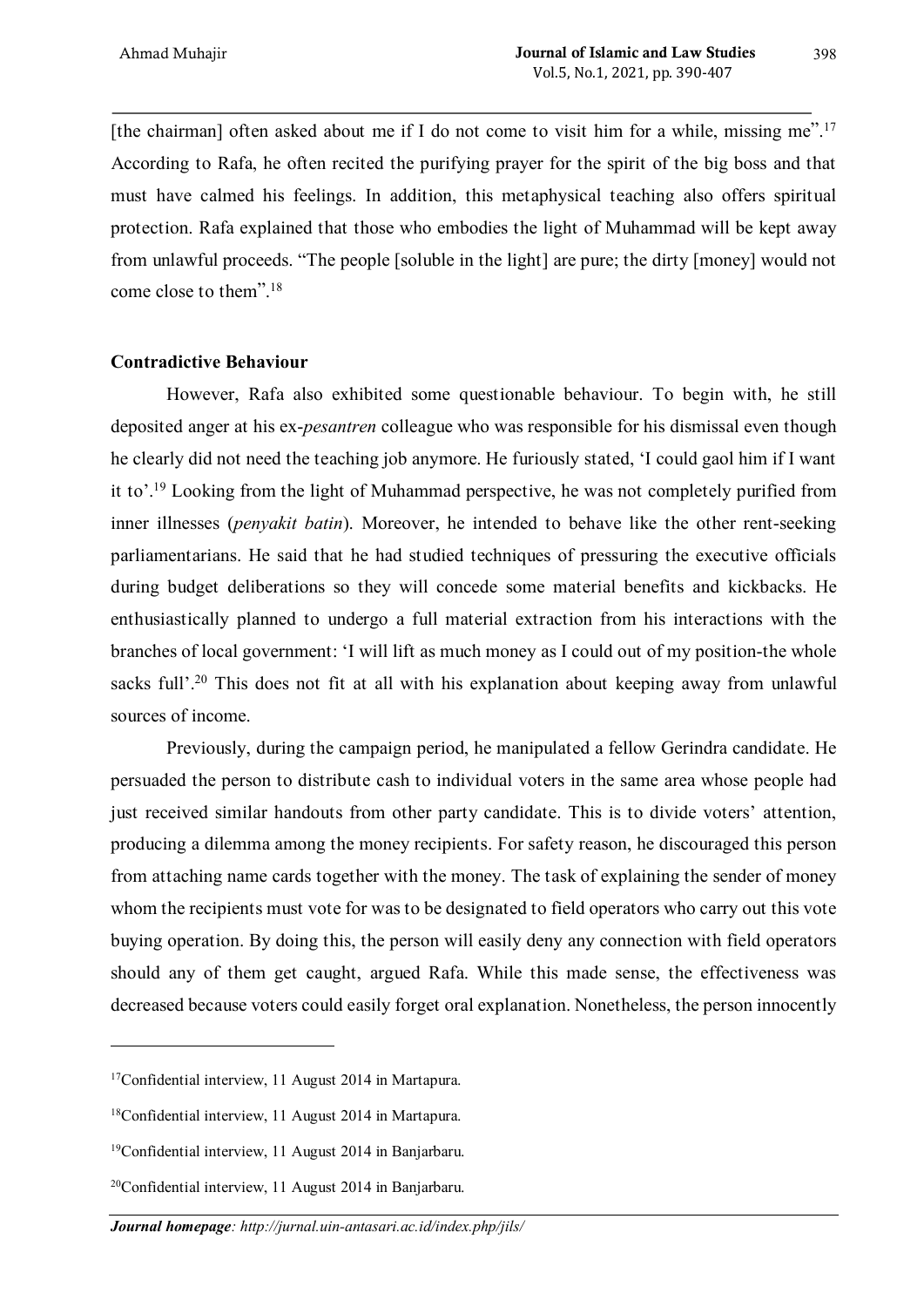[the chairman] often asked about me if I do not come to visit him for a while, missing me".[17] According to Rafa, he often recited the purifying prayer for the spirit of the big boss and that must have calmed his feelings. In addition, this metaphysical teaching also offers spiritual protection. Rafa explained that those who embodies the light of Muhammad will be kept away from unlawful proceeds. "The people [soluble in the light] are pure; the dirty [money] would not come close to them".[18]

**Contradictive Behaviour**

However, Rafa also exhibited some questionable behaviour. To begin with, he still deposited anger at his ex-*pesantren* colleague who was responsible for his dismissal even though he clearly did not need the teaching job anymore. He furiously stated, 'I could gaol him if I want it to'.[19] Looking from the light of Muhammad perspective, he was not completely purified from inner illnesses (*penyakit batin*). Moreover, he intended to behave like the other rent-seeking parliamentarians. He said that he had studied techniques of pressuring the executive officials during budget deliberations so they will concede some material benefits and kickbacks. He enthusiastically planned to undergo a full material extraction from his interactions with the branches of local government: 'I will lift as much money as I could out of my position-the whole sacks full'.[20] This does not fit at all with his explanation about keeping away from unlawful sources of income.

Previously, during the campaign period, he manipulated a fellow Gerindra candidate. He persuaded the person to distribute cash to individual voters in the same area whose people had just received similar handouts from other party candidate. This is to divide voters' attention, producing a dilemma among the money recipients. For safety reason, he discouraged this person from attaching name cards together with the money. The task of explaining the sender of money whom the recipients must vote for was to be designated to field operators who carry out this vote buying operation. By doing this, the person will easily deny any connection with field operators should any of them get caught, argued Rafa. While this made sense, the effectiveness was decreased because voters could easily forget oral explanation. Nonetheless, the person innocently

---

[17]Confidential interview, 11 August 2014 in Martapura.

[18]Confidential interview, 11 August 2014 in Martapura.

[19]Confidential interview, 11 August 2014 in Banjarbaru.

[20]Confidential interview, 11 August 2014 in Banjarbaru.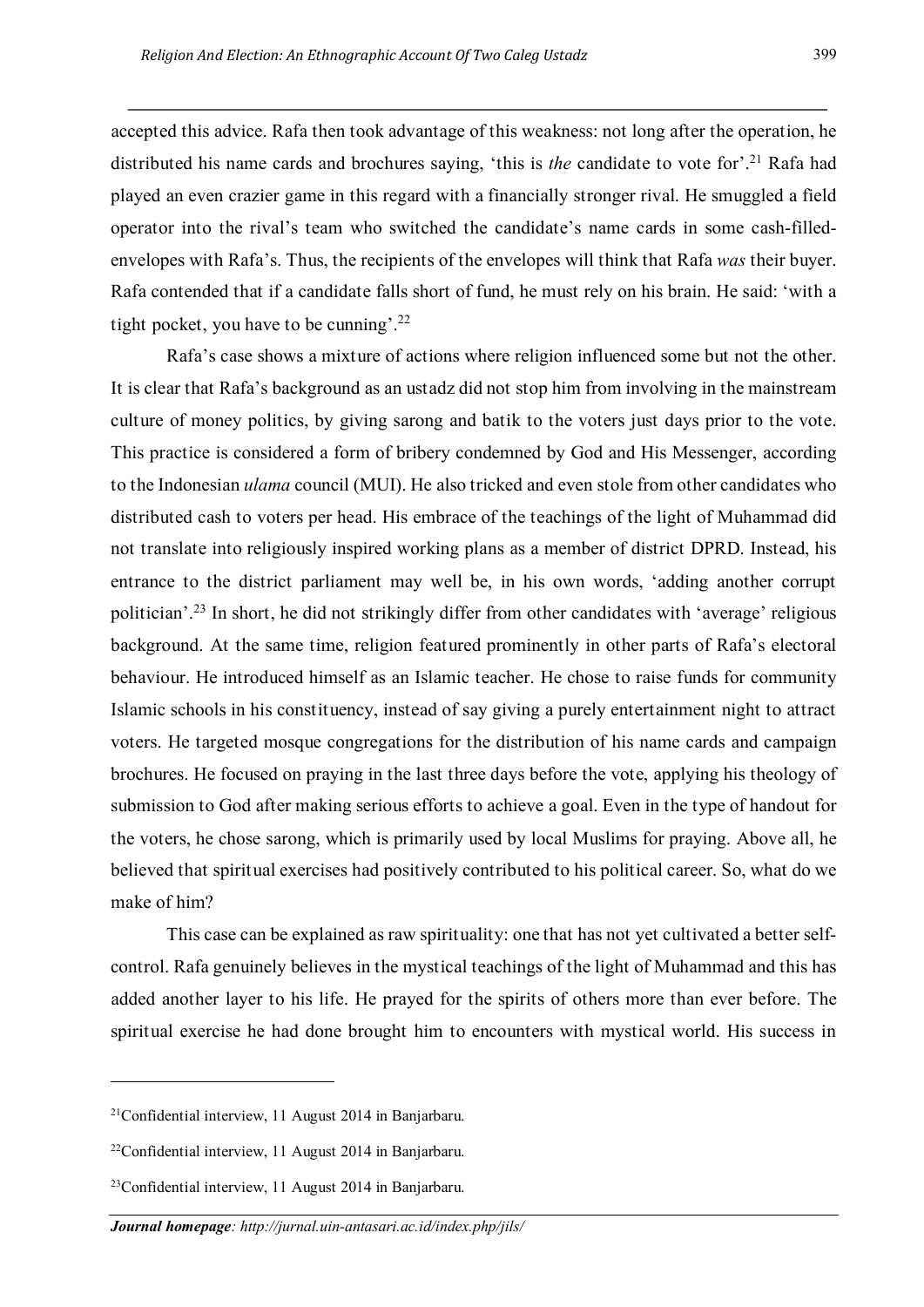accepted this advice. Rafa then took advantage of this weakness: not long after the operation, he distributed his name cards and brochures saying, 'this is *the* candidate to vote for'.[21] Rafa had played an even crazier game in this regard with a financially stronger rival. He smuggled a field operator into the rival's team who switched the candidate's name cards in some cash-filled-envelopes with Rafa's. Thus, the recipients of the envelopes will think that Rafa *was* their buyer. Rafa contended that if a candidate falls short of fund, he must rely on his brain. He said: 'with a tight pocket, you have to be cunning'.[22]

Rafa's case shows a mixture of actions where religion influenced some but not the other. It is clear that Rafa's background as an ustadz did not stop him from involving in the mainstream culture of money politics, by giving sarong and batik to the voters just days prior to the vote. This practice is considered a form of bribery condemned by God and His Messenger, according to the Indonesian *ulama* council (MUI). He also tricked and even stole from other candidates who distributed cash to voters per head. His embrace of the teachings of the light of Muhammad did not translate into religiously inspired working plans as a member of district DPRD. Instead, his entrance to the district parliament may well be, in his own words, 'adding another corrupt politician'.[23] In short, he did not strikingly differ from other candidates with 'average' religious background. At the same time, religion featured prominently in other parts of Rafa's electoral behaviour. He introduced himself as an Islamic teacher. He chose to raise funds for community Islamic schools in his constituency, instead of say giving a purely entertainment night to attract voters. He targeted mosque congregations for the distribution of his name cards and campaign brochures. He focused on praying in the last three days before the vote, applying his theology of submission to God after making serious efforts to achieve a goal. Even in the type of handout for the voters, he chose sarong, which is primarily used by local Muslims for praying. Above all, he believed that spiritual exercises had positively contributed to his political career. So, what do we make of him?

This case can be explained as raw spirituality: one that has not yet cultivated a better self-control. Rafa genuinely believes in the mystical teachings of the light of Muhammad and this has added another layer to his life. He prayed for the spirits of others more than ever before. The spiritual exercise he had done brought him to encounters with mystical world. His success in

---

[21] Confidential interview, 11 August 2014 in Banjarbaru.

[22] Confidential interview, 11 August 2014 in Banjarbaru.

[23] Confidential interview, 11 August 2014 in Banjarbaru.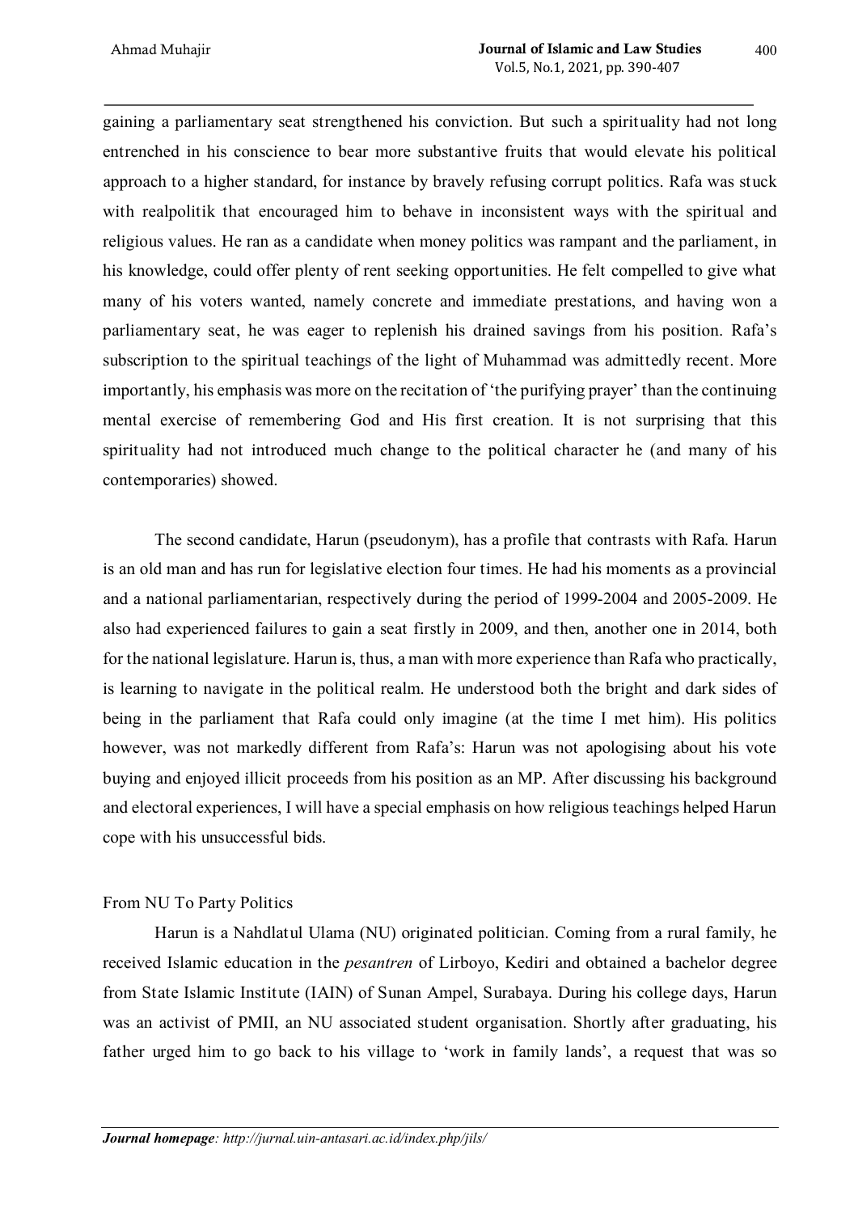gaining a parliamentary seat strengthened his conviction. But such a spirituality had not long entrenched in his conscience to bear more substantive fruits that would elevate his political approach to a higher standard, for instance by bravely refusing corrupt politics. Rafa was stuck with realpolitik that encouraged him to behave in inconsistent ways with the spiritual and religious values. He ran as a candidate when money politics was rampant and the parliament, in his knowledge, could offer plenty of rent seeking opportunities. He felt compelled to give what many of his voters wanted, namely concrete and immediate prestations, and having won a parliamentary seat, he was eager to replenish his drained savings from his position. Rafa's subscription to the spiritual teachings of the light of Muhammad was admittedly recent. More importantly, his emphasis was more on the recitation of 'the purifying prayer' than the continuing mental exercise of remembering God and His first creation. It is not surprising that this spirituality had not introduced much change to the political character he (and many of his contemporaries) showed.

The second candidate, Harun (pseudonym), has a profile that contrasts with Rafa. Harun is an old man and has run for legislative election four times. He had his moments as a provincial and a national parliamentarian, respectively during the period of 1999-2004 and 2005-2009. He also had experienced failures to gain a seat firstly in 2009, and then, another one in 2014, both for the national legislature. Harun is, thus, a man with more experience than Rafa who practically, is learning to navigate in the political realm. He understood both the bright and dark sides of being in the parliament that Rafa could only imagine (at the time I met him). His politics however, was not markedly different from Rafa's: Harun was not apologising about his vote buying and enjoyed illicit proceeds from his position as an MP. After discussing his background and electoral experiences, I will have a special emphasis on how religious teachings helped Harun cope with his unsuccessful bids.

## From NU To Party Politics

Harun is a Nahdlatul Ulama (NU) originated politician. Coming from a rural family, he received Islamic education in the *pesantren* of Lirboyo, Kediri and obtained a bachelor degree from State Islamic Institute (IAIN) of Sunan Ampel, Surabaya. During his college days, Harun was an activist of PMII, an NU associated student organisation. Shortly after graduating, his father urged him to go back to his village to 'work in family lands', a request that was so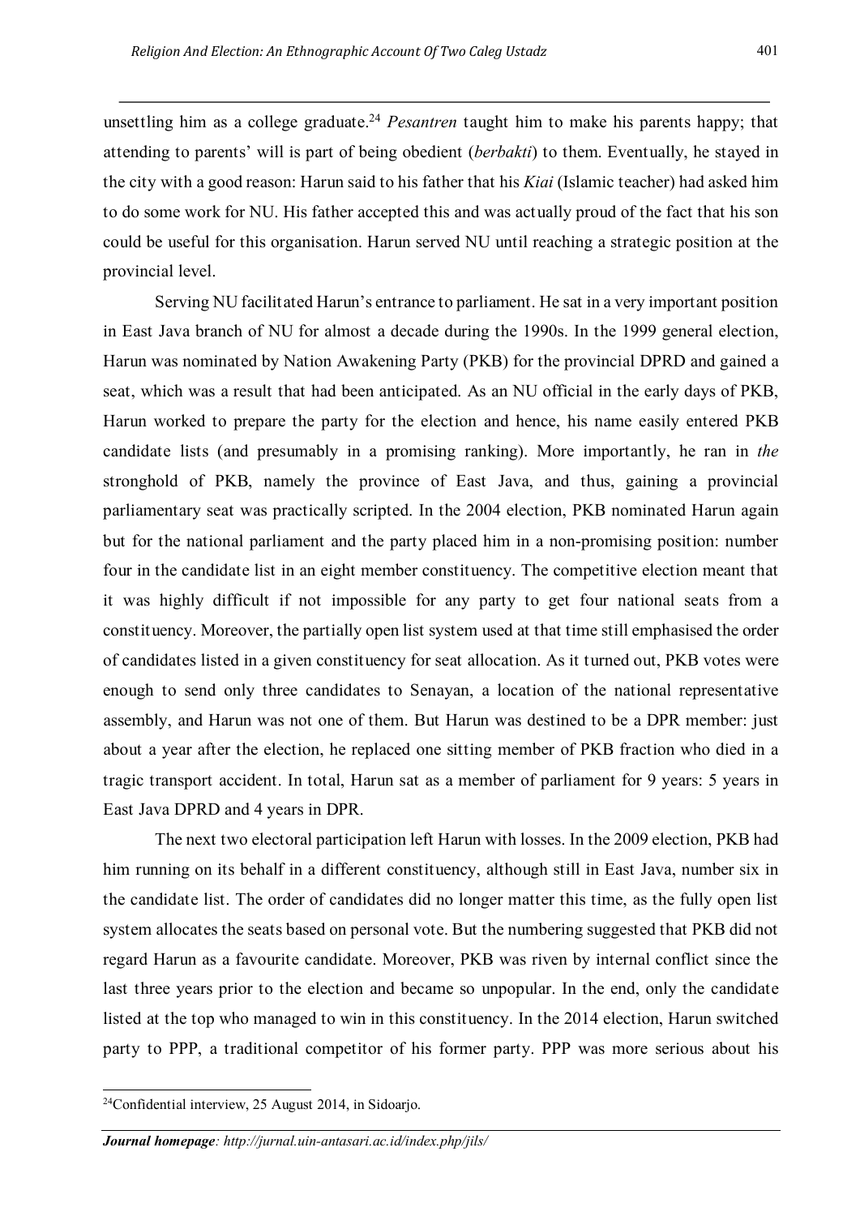unsettling him as a college graduate.[24] *Pesantren* taught him to make his parents happy; that attending to parents' will is part of being obedient (*berbakti*) to them. Eventually, he stayed in the city with a good reason: Harun said to his father that his *Kiai* (Islamic teacher) had asked him to do some work for NU. His father accepted this and was actually proud of the fact that his son could be useful for this organisation. Harun served NU until reaching a strategic position at the provincial level.

Serving NU facilitated Harun's entrance to parliament. He sat in a very important position in East Java branch of NU for almost a decade during the 1990s. In the 1999 general election, Harun was nominated by Nation Awakening Party (PKB) for the provincial DPRD and gained a seat, which was a result that had been anticipated. As an NU official in the early days of PKB, Harun worked to prepare the party for the election and hence, his name easily entered PKB candidate lists (and presumably in a promising ranking). More importantly, he ran in *the* stronghold of PKB, namely the province of East Java, and thus, gaining a provincial parliamentary seat was practically scripted. In the 2004 election, PKB nominated Harun again but for the national parliament and the party placed him in a non-promising position: number four in the candidate list in an eight member constituency. The competitive election meant that it was highly difficult if not impossible for any party to get four national seats from a constituency. Moreover, the partially open list system used at that time still emphasised the order of candidates listed in a given constituency for seat allocation. As it turned out, PKB votes were enough to send only three candidates to Senayan, a location of the national representative assembly, and Harun was not one of them. But Harun was destined to be a DPR member: just about a year after the election, he replaced one sitting member of PKB fraction who died in a tragic transport accident. In total, Harun sat as a member of parliament for 9 years: 5 years in East Java DPRD and 4 years in DPR.

The next two electoral participation left Harun with losses. In the 2009 election, PKB had him running on its behalf in a different constituency, although still in East Java, number six in the candidate list. The order of candidates did no longer matter this time, as the fully open list system allocates the seats based on personal vote. But the numbering suggested that PKB did not regard Harun as a favourite candidate. Moreover, PKB was riven by internal conflict since the last three years prior to the election and became so unpopular. In the end, only the candidate listed at the top who managed to win in this constituency. In the 2014 election, Harun switched party to PPP, a traditional competitor of his former party. PPP was more serious about his

[24]Confidential interview, 25 August 2014, in Sidoarjo.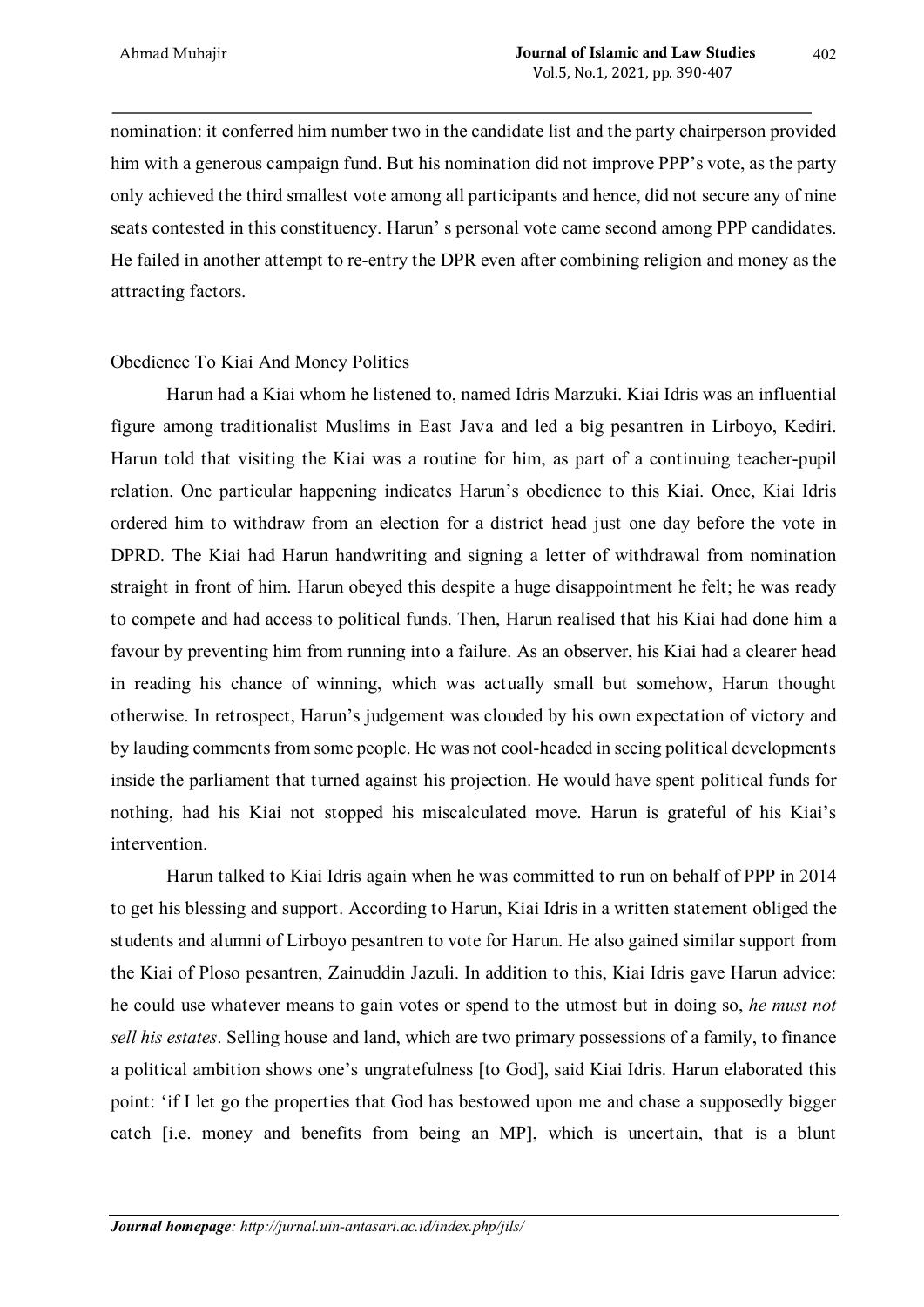nomination: it conferred him number two in the candidate list and the party chairperson provided him with a generous campaign fund. But his nomination did not improve PPP's vote, as the party only achieved the third smallest vote among all participants and hence, did not secure any of nine seats contested in this constituency. Harun' s personal vote came second among PPP candidates. He failed in another attempt to re-entry the DPR even after combining religion and money as the attracting factors.

## Obedience To Kiai And Money Politics

Harun had a Kiai whom he listened to, named Idris Marzuki. Kiai Idris was an influential figure among traditionalist Muslims in East Java and led a big pesantren in Lirboyo, Kediri. Harun told that visiting the Kiai was a routine for him, as part of a continuing teacher-pupil relation. One particular happening indicates Harun's obedience to this Kiai. Once, Kiai Idris ordered him to withdraw from an election for a district head just one day before the vote in DPRD. The Kiai had Harun handwriting and signing a letter of withdrawal from nomination straight in front of him. Harun obeyed this despite a huge disappointment he felt; he was ready to compete and had access to political funds. Then, Harun realised that his Kiai had done him a favour by preventing him from running into a failure. As an observer, his Kiai had a clearer head in reading his chance of winning, which was actually small but somehow, Harun thought otherwise. In retrospect, Harun's judgement was clouded by his own expectation of victory and by lauding comments from some people. He was not cool-headed in seeing political developments inside the parliament that turned against his projection. He would have spent political funds for nothing, had his Kiai not stopped his miscalculated move. Harun is grateful of his Kiai's intervention.

Harun talked to Kiai Idris again when he was committed to run on behalf of PPP in 2014 to get his blessing and support. According to Harun, Kiai Idris in a written statement obliged the students and alumni of Lirboyo pesantren to vote for Harun. He also gained similar support from the Kiai of Ploso pesantren, Zainuddin Jazuli. In addition to this, Kiai Idris gave Harun advice: he could use whatever means to gain votes or spend to the utmost but in doing so, *he must not sell his estates*. Selling house and land, which are two primary possessions of a family, to finance a political ambition shows one's ungratefulness [to God], said Kiai Idris. Harun elaborated this point: 'if I let go the properties that God has bestowed upon me and chase a supposedly bigger catch [i.e. money and benefits from being an MP], which is uncertain, that is a blunt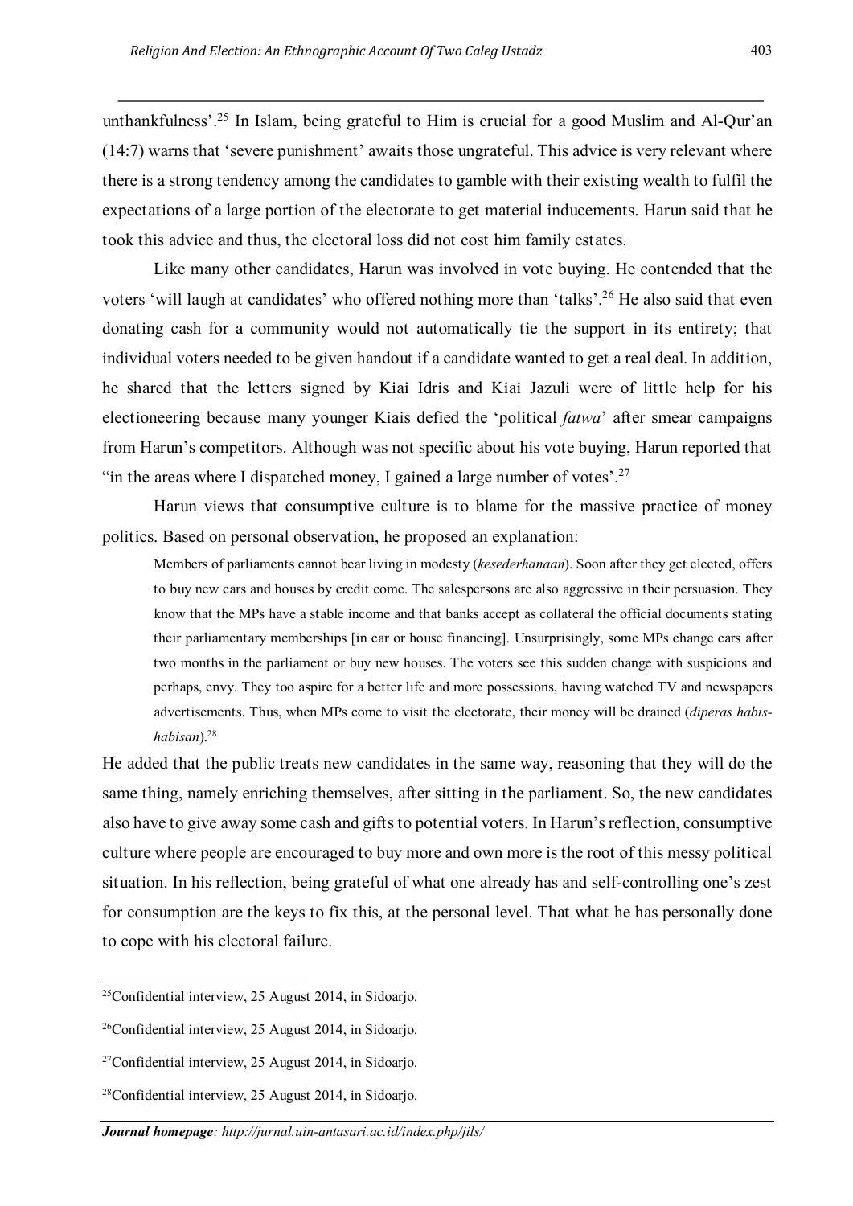unthankfulness'.[25] In Islam, being grateful to Him is crucial for a good Muslim and Al-Qur'an (14:7) warns that 'severe punishment' awaits those ungrateful. This advice is very relevant where there is a strong tendency among the candidates to gamble with their existing wealth to fulfil the expectations of a large portion of the electorate to get material inducements. Harun said that he took this advice and thus, the electoral loss did not cost him family estates.

Like many other candidates, Harun was involved in vote buying. He contended that the voters 'will laugh at candidates' who offered nothing more than 'talks'.[26] He also said that even donating cash for a community would not automatically tie the support in its entirety; that individual voters needed to be given handout if a candidate wanted to get a real deal. In addition, he shared that the letters signed by Kiai Idris and Kiai Jazuli were of little help for his electioneering because many younger Kiais defied the 'political *fatwa*' after smear campaigns from Harun's competitors. Although was not specific about his vote buying, Harun reported that "in the areas where I dispatched money, I gained a large number of votes'.[27]

Harun views that consumptive culture is to blame for the massive practice of money politics. Based on personal observation, he proposed an explanation:

> Members of parliaments cannot bear living in modesty (*kesederhanaan*). Soon after they get elected, offers to buy new cars and houses by credit come. The salespersons are also aggressive in their persuasion. They know that the MPs have a stable income and that banks accept as collateral the official documents stating their parliamentary memberships [in car or house financing]. Unsurprisingly, some MPs change cars after two months in the parliament or buy new houses. The voters see this sudden change with suspicions and perhaps, envy. They too aspire for a better life and more possessions, having watched TV and newspapers advertisements. Thus, when MPs come to visit the electorate, their money will be drained (*diperas habis-habisan*).[28]

He added that the public treats new candidates in the same way, reasoning that they will do the same thing, namely enriching themselves, after sitting in the parliament. So, the new candidates also have to give away some cash and gifts to potential voters. In Harun's reflection, consumptive culture where people are encouraged to buy more and own more is the root of this messy political situation. In his reflection, being grateful of what one already has and self-controlling one's zest for consumption are the keys to fix this, at the personal level. That what he has personally done to cope with his electoral failure.

---

[25] Confidential interview, 25 August 2014, in Sidoarjo.

[26] Confidential interview, 25 August 2014, in Sidoarjo.

[27] Confidential interview, 25 August 2014, in Sidoarjo.

[28] Confidential interview, 25 August 2014, in Sidoarjo.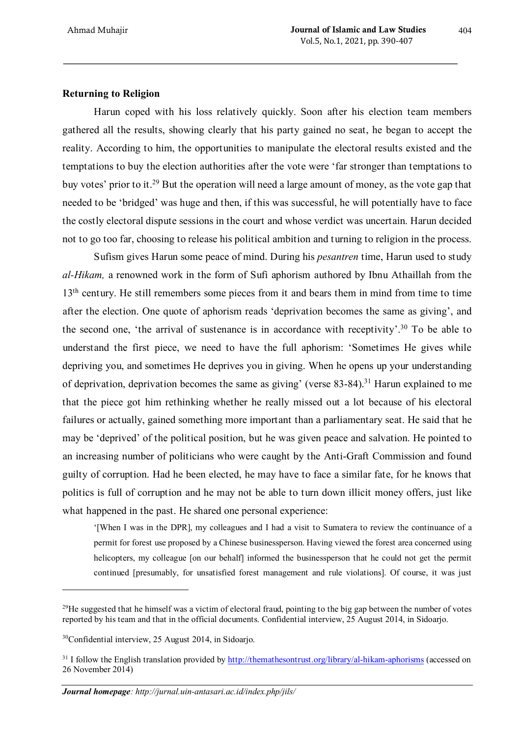## Returning to Religion

Harun coped with his loss relatively quickly. Soon after his election team members gathered all the results, showing clearly that his party gained no seat, he began to accept the reality. According to him, the opportunities to manipulate the electoral results existed and the temptations to buy the election authorities after the vote were 'far stronger than temptations to buy votes' prior to it.[29] But the operation will need a large amount of money, as the vote gap that needed to be 'bridged' was huge and then, if this was successful, he will potentially have to face the costly electoral dispute sessions in the court and whose verdict was uncertain. Harun decided not to go too far, choosing to release his political ambition and turning to religion in the process.

Sufism gives Harun some peace of mind. During his *pesantren* time, Harun used to study *al-Hikam,* a renowned work in the form of Sufi aphorism authored by Ibnu Athaillah from the 13th century. He still remembers some pieces from it and bears them in mind from time to time after the election. One quote of aphorism reads 'deprivation becomes the same as giving', and the second one, 'the arrival of sustenance is in accordance with receptivity'.[30] To be able to understand the first piece, we need to have the full aphorism: 'Sometimes He gives while depriving you, and sometimes He deprives you in giving. When he opens up your understanding of deprivation, deprivation becomes the same as giving' (verse 83-84).[31] Harun explained to me that the piece got him rethinking whether he really missed out a lot because of his electoral failures or actually, gained something more important than a parliamentary seat. He said that he may be 'deprived' of the political position, but he was given peace and salvation. He pointed to an increasing number of politicians who were caught by the Anti-Graft Commission and found guilty of corruption. Had he been elected, he may have to face a similar fate, for he knows that politics is full of corruption and he may not be able to turn down illicit money offers, just like what happened in the past. He shared one personal experience:

> '[When I was in the DPR], my colleagues and I had a visit to Sumatera to review the continuance of a permit for forest use proposed by a Chinese businessperson. Having viewed the forest area concerned using helicopters, my colleague [on our behalf] informed the businessperson that he could not get the permit continued [presumably, for unsatisfied forest management and rule violations]. Of course, it was just

[29] He suggested that he himself was a victim of electoral fraud, pointing to the big gap between the number of votes reported by his team and that in the official documents. Confidential interview, 25 August 2014, in Sidoarjo.

[30] Confidential interview, 25 August 2014, in Sidoarjo.

[31] I follow the English translation provided by http://themathesontrust.org/library/al-hikam-aphorisms (accessed on 26 November 2014)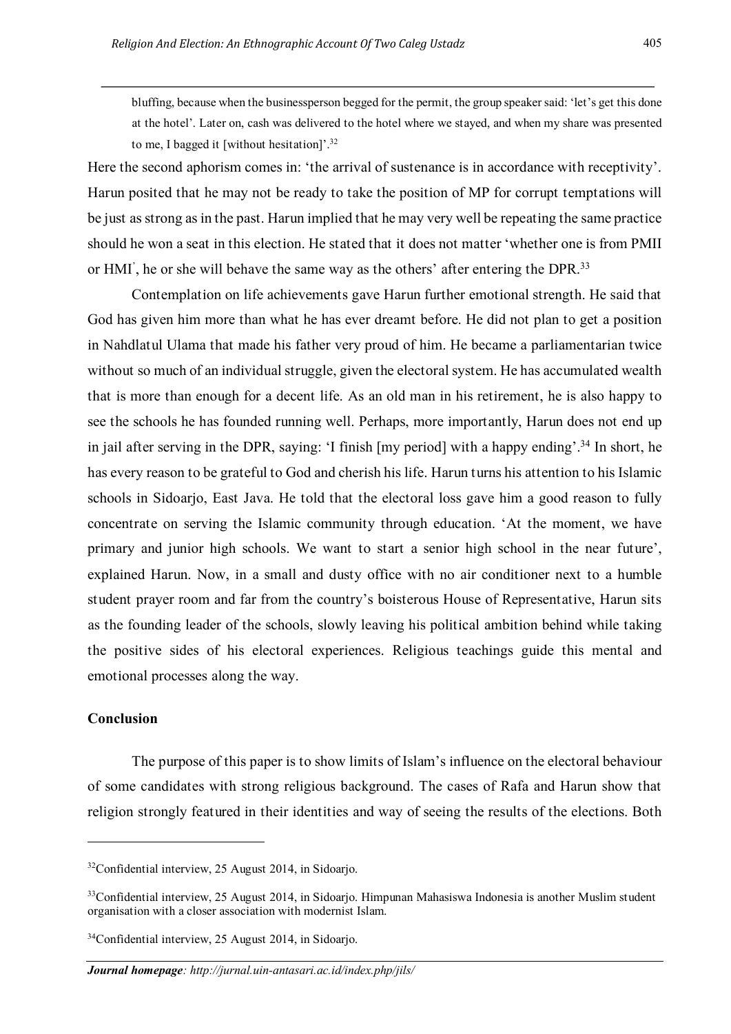bluffing, because when the businessperson begged for the permit, the group speaker said: 'let's get this done at the hotel'. Later on, cash was delivered to the hotel where we stayed, and when my share was presented to me, I bagged it [without hesitation]'.[32]

Here the second aphorism comes in: 'the arrival of sustenance is in accordance with receptivity'. Harun posited that he may not be ready to take the position of MP for corrupt temptations will be just as strong as in the past. Harun implied that he may very well be repeating the same practice should he won a seat in this election. He stated that it does not matter 'whether one is from PMII or HMI', he or she will behave the same way as the others' after entering the DPR.[33]

Contemplation on life achievements gave Harun further emotional strength. He said that God has given him more than what he has ever dreamt before. He did not plan to get a position in Nahdlatul Ulama that made his father very proud of him. He became a parliamentarian twice without so much of an individual struggle, given the electoral system. He has accumulated wealth that is more than enough for a decent life. As an old man in his retirement, he is also happy to see the schools he has founded running well. Perhaps, more importantly, Harun does not end up in jail after serving in the DPR, saying: 'I finish [my period] with a happy ending'.[34] In short, he has every reason to be grateful to God and cherish his life. Harun turns his attention to his Islamic schools in Sidoarjo, East Java. He told that the electoral loss gave him a good reason to fully concentrate on serving the Islamic community through education. 'At the moment, we have primary and junior high schools. We want to start a senior high school in the near future', explained Harun. Now, in a small and dusty office with no air conditioner next to a humble student prayer room and far from the country's boisterous House of Representative, Harun sits as the founding leader of the schools, slowly leaving his political ambition behind while taking the positive sides of his electoral experiences. Religious teachings guide this mental and emotional processes along the way.

## Conclusion

The purpose of this paper is to show limits of Islam's influence on the electoral behaviour of some candidates with strong religious background. The cases of Rafa and Harun show that religion strongly featured in their identities and way of seeing the results of the elections. Both

---

[32] Confidential interview, 25 August 2014, in Sidoarjo.

[33] Confidential interview, 25 August 2014, in Sidoarjo. Himpunan Mahasiswa Indonesia is another Muslim student organisation with a closer association with modernist Islam.

[34] Confidential interview, 25 August 2014, in Sidoarjo.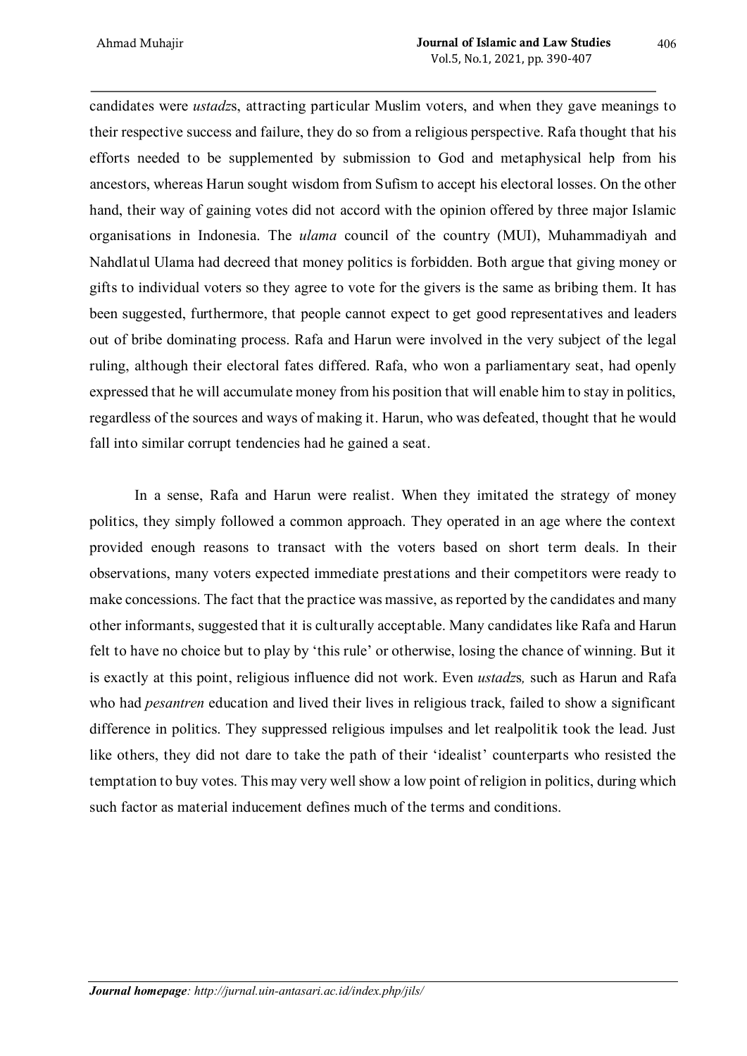candidates were *ustadz*s, attracting particular Muslim voters, and when they gave meanings to their respective success and failure, they do so from a religious perspective. Rafa thought that his efforts needed to be supplemented by submission to God and metaphysical help from his ancestors, whereas Harun sought wisdom from Sufism to accept his electoral losses. On the other hand, their way of gaining votes did not accord with the opinion offered by three major Islamic organisations in Indonesia. The *ulama* council of the country (MUI), Muhammadiyah and Nahdlatul Ulama had decreed that money politics is forbidden. Both argue that giving money or gifts to individual voters so they agree to vote for the givers is the same as bribing them. It has been suggested, furthermore, that people cannot expect to get good representatives and leaders out of bribe dominating process. Rafa and Harun were involved in the very subject of the legal ruling, although their electoral fates differed. Rafa, who won a parliamentary seat, had openly expressed that he will accumulate money from his position that will enable him to stay in politics, regardless of the sources and ways of making it. Harun, who was defeated, thought that he would fall into similar corrupt tendencies had he gained a seat.

In a sense, Rafa and Harun were realist. When they imitated the strategy of money politics, they simply followed a common approach. They operated in an age where the context provided enough reasons to transact with the voters based on short term deals. In their observations, many voters expected immediate prestations and their competitors were ready to make concessions. The fact that the practice was massive, as reported by the candidates and many other informants, suggested that it is culturally acceptable. Many candidates like Rafa and Harun felt to have no choice but to play by 'this rule' or otherwise, losing the chance of winning. But it is exactly at this point, religious influence did not work. Even *ustadz*s*,* such as Harun and Rafa who had *pesantren* education and lived their lives in religious track, failed to show a significant difference in politics. They suppressed religious impulses and let realpolitik took the lead. Just like others, they did not dare to take the path of their 'idealist' counterparts who resisted the temptation to buy votes. This may very well show a low point of religion in politics, during which such factor as material inducement defines much of the terms and conditions.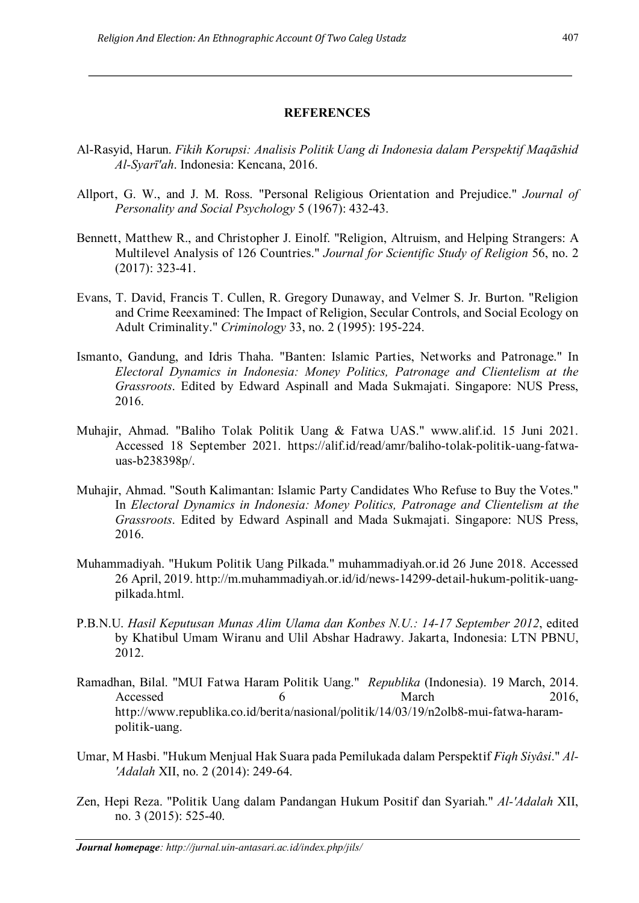## REFERENCES

Al-Rasyid, Harun. *Fikih Korupsi: Analisis Politik Uang di Indonesia dalam Perspektif Maqāshid Al-Syarī'ah*. Indonesia: Kencana, 2016.

Allport, G. W., and J. M. Ross. "Personal Religious Orientation and Prejudice." *Journal of Personality and Social Psychology* 5 (1967): 432-43.

Bennett, Matthew R., and Christopher J. Einolf. "Religion, Altruism, and Helping Strangers: A Multilevel Analysis of 126 Countries." *Journal for Scientific Study of Religion* 56, no. 2 (2017): 323-41.

Evans, T. David, Francis T. Cullen, R. Gregory Dunaway, and Velmer S. Jr. Burton. "Religion and Crime Reexamined: The Impact of Religion, Secular Controls, and Social Ecology on Adult Criminality." *Criminology* 33, no. 2 (1995): 195-224.

Ismanto, Gandung, and Idris Thaha. "Banten: Islamic Parties, Networks and Patronage." In *Electoral Dynamics in Indonesia: Money Politics, Patronage and Clientelism at the Grassroots*. Edited by Edward Aspinall and Mada Sukmajati. Singapore: NUS Press, 2016.

Muhajir, Ahmad. "Baliho Tolak Politik Uang & Fatwa UAS." www.alif.id. 15 Juni 2021. Accessed 18 September 2021. https://alif.id/read/amr/baliho-tolak-politik-uang-fatwa-uas-b238398p/.

Muhajir, Ahmad. "South Kalimantan: Islamic Party Candidates Who Refuse to Buy the Votes." In *Electoral Dynamics in Indonesia: Money Politics, Patronage and Clientelism at the Grassroots*. Edited by Edward Aspinall and Mada Sukmajati. Singapore: NUS Press, 2016.

Muhammadiyah. "Hukum Politik Uang Pilkada." muhammadiyah.or.id 26 June 2018. Accessed 26 April, 2019. http://m.muhammadiyah.or.id/id/news-14299-detail-hukum-politik-uang-pilkada.html.

P.B.N.U. *Hasil Keputusan Munas Alim Ulama dan Konbes N.U.: 14-17 September 2012*, edited by Khatibul Umam Wiranu and Ulil Abshar Hadrawy. Jakarta, Indonesia: LTN PBNU, 2012.

Ramadhan, Bilal. "MUI Fatwa Haram Politik Uang." *Republika* (Indonesia). 19 March, 2014. Accessed 6 March 2016, http://www.republika.co.id/berita/nasional/politik/14/03/19/n2olb8-mui-fatwa-haram-politik-uang.

Umar, M Hasbi. "Hukum Menjual Hak Suara pada Pemilukada dalam Perspektif *Fiqh Siyâsi*." *Al-'Adalah* XII, no. 2 (2014): 249-64.

Zen, Hepi Reza. "Politik Uang dalam Pandangan Hukum Positif dan Syariah." *Al-'Adalah* XII, no. 3 (2015): 525-40.